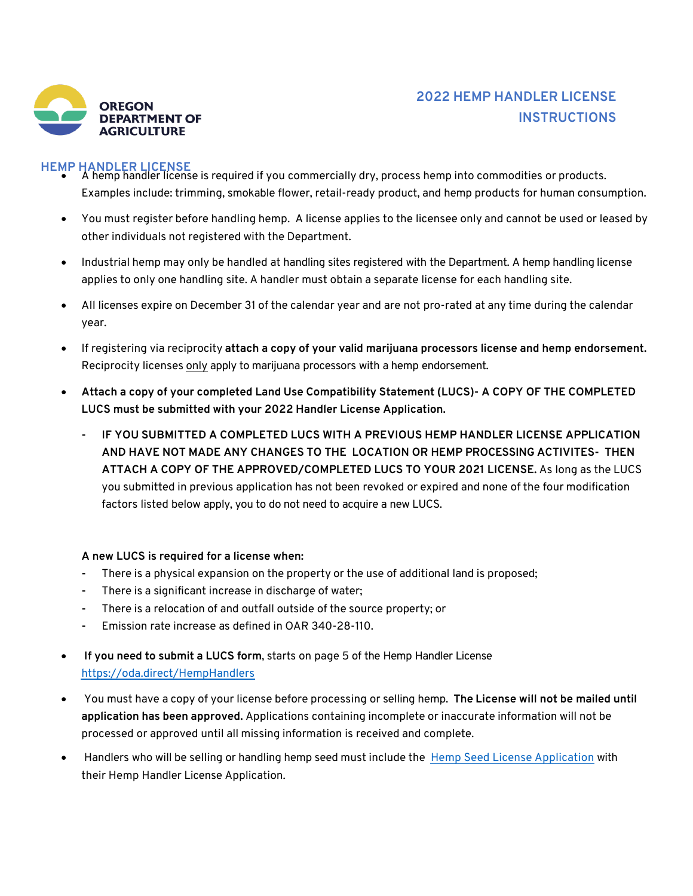**OREGON DEPARTMENT OF AGRICULTURE**

# 2022 HEMP HANDLER LICENSE INSTRUCTIONS

## HEMP HANDLER LICENSE

- A hemp handler license is required if you commercially dry, process hemp into commodities or products. Examples include: trimming, smokable flower, retail-ready product, and hemp products for human consumption.
- You must register before handling hemp. A license applies to the licensee only and cannot be used or leased by other individuals not registered with the Department.
- Industrial hemp may only be handled at handling sites registered with the Department. A hemp handling license applies to only one handling site. A handler must obtain a separate license for each handling site.
- All licenses expire on December 31 of the calendar year and are not pro-rated at any time during the calendar year.
- If registering via reciprocity **attach a copy of your valid marijuana processors license and hemp endorsement.** Reciprocity licenses only apply to marijuana processors with a hemp endorsement.
- **Attach a copy of your completed Land Use Compatibility Statement (LUCS)- A COPY OF THE COMPLETED LUCS must be submitted with your 2022 Handler License Application.**
  - **IF YOU SUBMITTED A COMPLETED LUCS WITH A PREVIOUS HEMP HANDLER LICENSE APPLICATION AND HAVE NOT MADE ANY CHANGES TO THE LOCATION OR HEMP PROCESSING ACTIVITES- THEN ATTACH A COPY OF THE APPROVED/COMPLETED LUCS TO YOUR 2021 LICENSE.** As long as the LUCS you submitted in previous application has not been revoked or expired and none of the four modification factors listed below apply, you to do not need to acquire a new LUCS.

  **A new LUCS is required for a license when:**
  - There is a physical expansion on the property or the use of additional land is proposed;
  - There is a significant increase in discharge of water;
  - There is a relocation of and outfall outside of the source property; or
  - Emission rate increase as defined in OAR 340-28-110.
- **If you need to submit a LUCS form**, starts on page 5 of the Hemp Handler License https://oda.direct/HempHandlers
- You must have a copy of your license before processing or selling hemp. **The License will not be mailed until application has been approved.** Applications containing incomplete or inaccurate information will not be processed or approved until all missing information is received and complete.
- Handlers who will be selling or handling hemp seed must include the Hemp Seed License Application with their Hemp Handler License Application.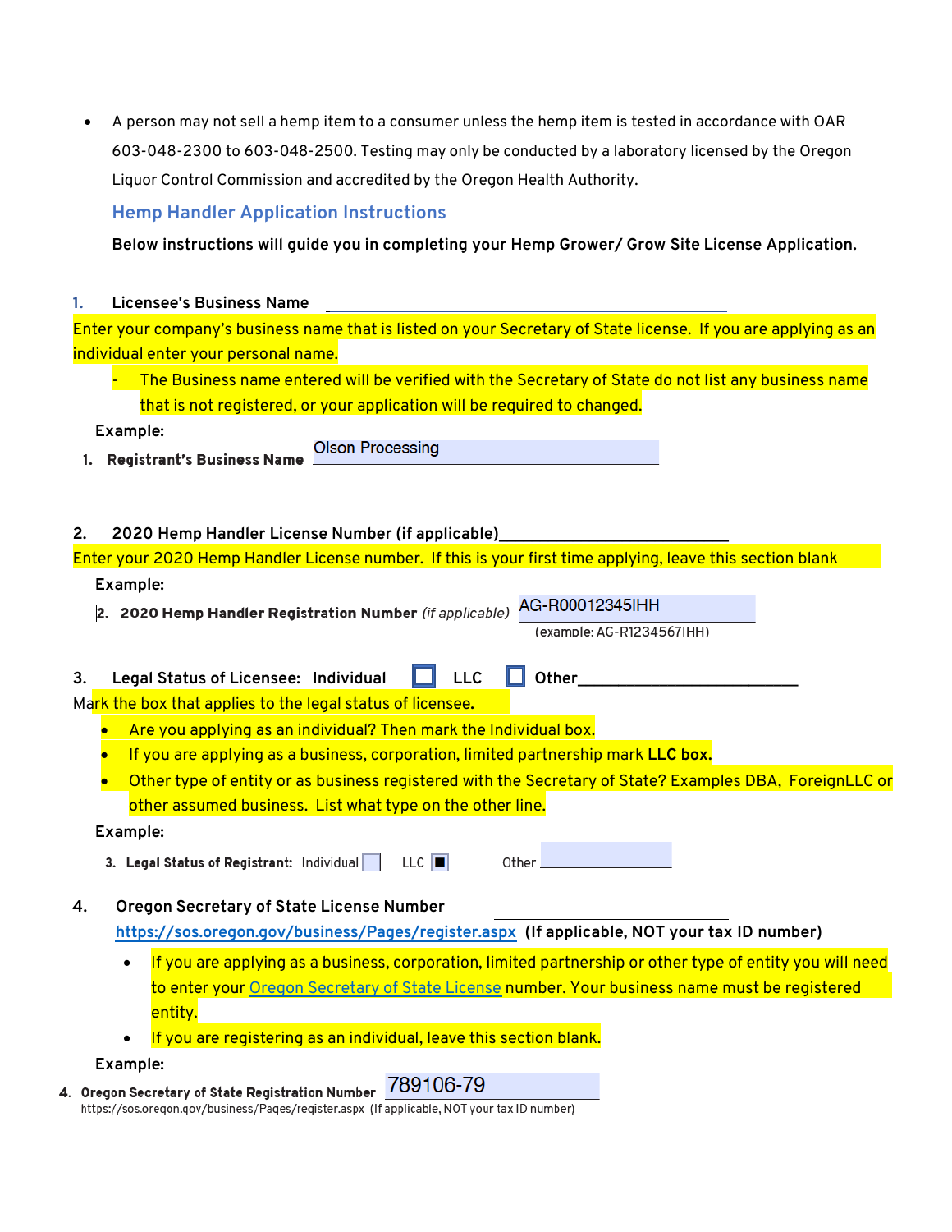- A person may not sell a hemp item to a consumer unless the hemp item is tested in accordance with OAR 603-048-2300 to 603-048-2500. Testing may only be conducted by a laboratory licensed by the Oregon Liquor Control Commission and accredited by the Oregon Health Authority.

## Hemp Handler Application Instructions

**Below instructions will guide you in completing your Hemp Grower/ Grow Site License Application.**

**1. Licensee's Business Name** ____________________

Enter your company's business name that is listed on your Secretary of State license. If you are applying as an individual enter your personal name.

- The Business name entered will be verified with the Secretary of State do not list any business name that is not registered, or your application will be required to changed.

**Example:**

1. **Registrant's Business Name** Olson Processing

**2. 2020 Hemp Handler License Number (if applicable)**____________________

Enter your 2020 Hemp Handler License number. If this is your first time applying, leave this section blank

**Example:**

2. **2020 Hemp Handler Registration Number** *(if applicable)* AG-R00012345IHH
(example: AG-R1234567IHH)

**3. Legal Status of Licensee: Individual ☐ LLC ☐ Other**____________________

Mark the box that applies to the legal status of licensee.

- Are you applying as an individual? Then mark the Individual box.
- If you are applying as a business, corporation, limited partnership mark **LLC box.**
- Other type of entity or as business registered with the Secretary of State? Examples DBA, ForeignLLC or other assumed business. List what type on the other line.

**Example:**

3. **Legal Status of Registrant:** Individual ☐ LLC ☒ Other ____________

**4. Oregon Secretary of State License Number** ____________________
https://sos.oregon.gov/business/Pages/register.aspx **(If applicable, NOT your tax ID number)**

- If you are applying as a business, corporation, limited partnership or other type of entity you will need to enter your Oregon Secretary of State License number. Your business name must be registered entity.
- If you are registering as an individual, leave this section blank.

**Example:**

4. **Oregon Secretary of State Registration Number** 789106-79
https://sos.oregon.gov/business/Pages/register.aspx (If applicable, NOT your tax ID number)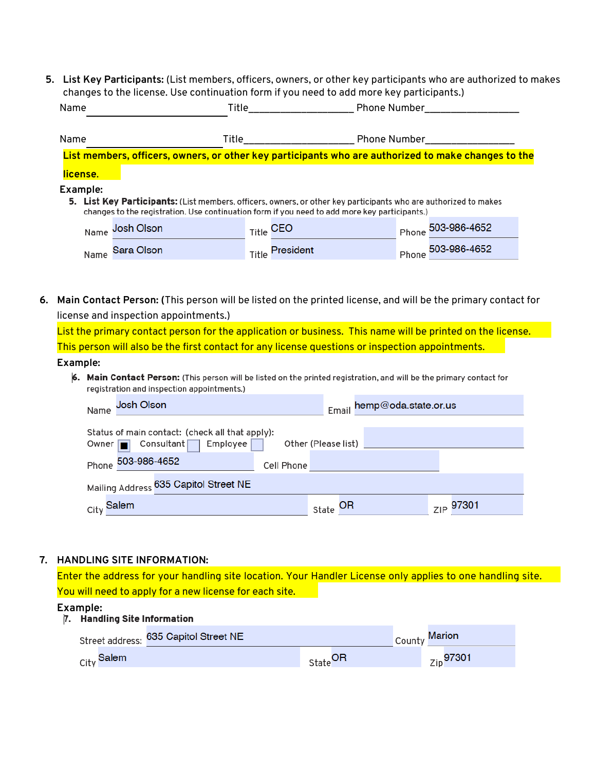5. **List Key Participants:** (List members, officers, owners, or other key participants who are authorized to makes changes to the license. Use continuation form if you need to add more key participants.)

Name ______________________ Title___________________ Phone Number_________________

Name ______________________ Title___________________ Phone Number_________________

**List members, officers, owners, or other key participants who are authorized to make changes to the license.**

**Example:**

5. **List Key Participants:** (List members, officers, owners, or other key participants who are authorized to makes changes to the registration. Use continuation form if you need to add more key participants.)

| Name | Title | Phone |
|---|---|---|
| Josh Olson | CEO | 503-986-4652 |
| Sara Olson | President | 503-986-4652 |

6. **Main Contact Person: (**This person will be listed on the printed license, and will be the primary contact for license and inspection appointments.)

List the primary contact person for the application or business. This name will be printed on the license. This person will also be the first contact for any license questions or inspection appointments.

**Example:**

6. **Main Contact Person:** (This person will be listed on the printed registration, and will be the primary contact for registration and inspection appointments.)

Name: Josh Olson    Email: hemp@oda.state.or.us

Status of main contact: (check all that apply):
Owner ☒ Consultant ☐ Employee ☐ Other (Please list) ______

Phone: 503-986-4652    Cell Phone: ______

Mailing Address: 635 Capitol Street NE

City: Salem    State: OR    ZIP: 97301

7. **HANDLING SITE INFORMATION:**

Enter the address for your handling site location. Your Handler License only applies to one handling site. You will need to apply for a new license for each site.

**Example:**

7. **Handling Site Information**

Street address: 635 Capitol Street NE    County: Marion

City: Salem    State: OR    Zip: 97301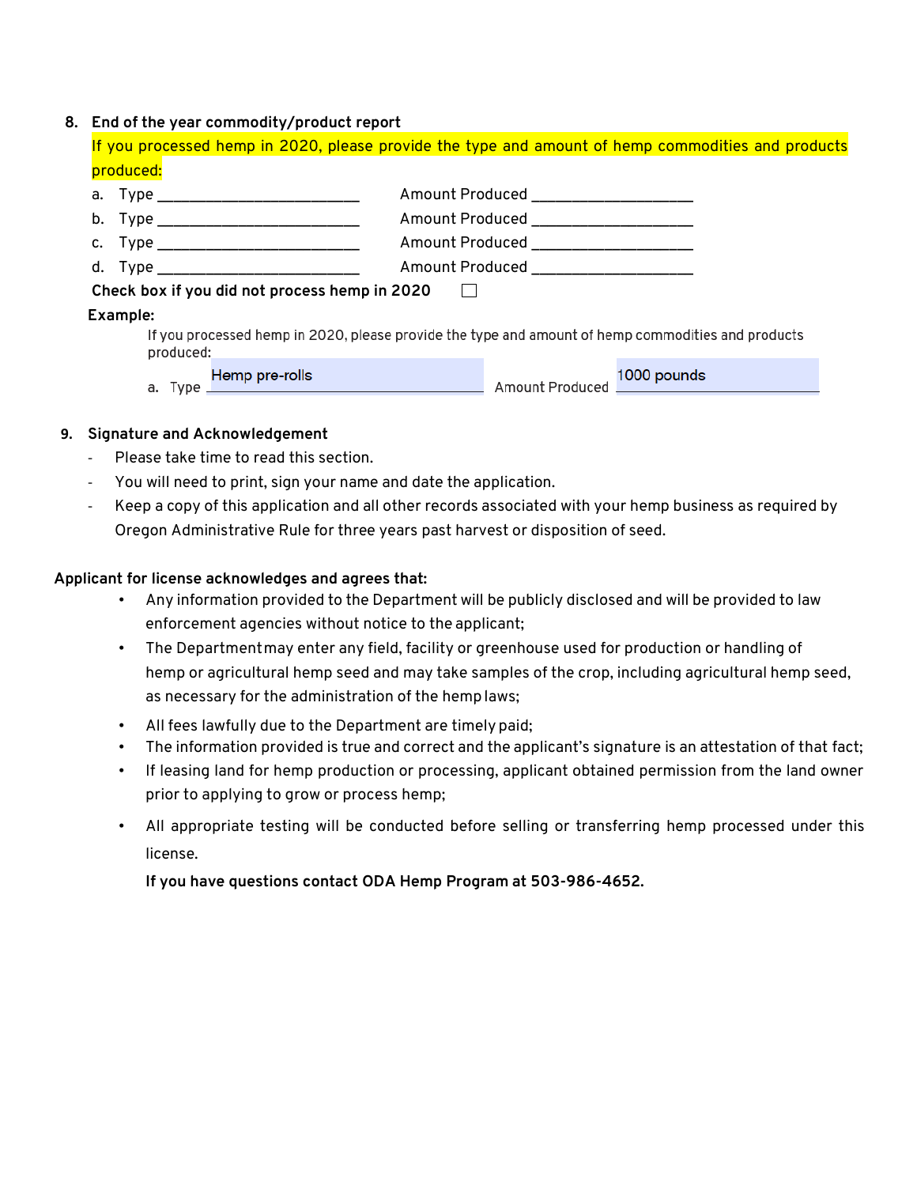8. **End of the year commodity/product report**

   If you processed hemp in 2020, please provide the type and amount of hemp commodities and products produced:

   a. Type ________________________ Amount Produced __________________
   b. Type ________________________ Amount Produced __________________
   c. Type ________________________ Amount Produced __________________
   d. Type ________________________ Amount Produced __________________

   **Check box if you did not process hemp in 2020** ☐

   **Example:**

   If you processed hemp in 2020, please provide the type and amount of hemp commodities and products produced:

   a. Type Hemp pre-rolls Amount Produced 1000 pounds

9. **Signature and Acknowledgement**

   - Please take time to read this section.
   - You will need to print, sign your name and date the application.
   - Keep a copy of this application and all other records associated with your hemp business as required by Oregon Administrative Rule for three years past harvest or disposition of seed.

**Applicant for license acknowledges and agrees that:**

- Any information provided to the Department will be publicly disclosed and will be provided to law enforcement agencies without notice to the applicant;
- The Department may enter any field, facility or greenhouse used for production or handling of hemp or agricultural hemp seed and may take samples of the crop, including agricultural hemp seed, as necessary for the administration of the hemp laws;
- All fees lawfully due to the Department are timely paid;
- The information provided is true and correct and the applicant's signature is an attestation of that fact;
- If leasing land for hemp production or processing, applicant obtained permission from the land owner prior to applying to grow or process hemp;
- All appropriate testing will be conducted before selling or transferring hemp processed under this license.

**If you have questions contact ODA Hemp Program at 503-986-4652.**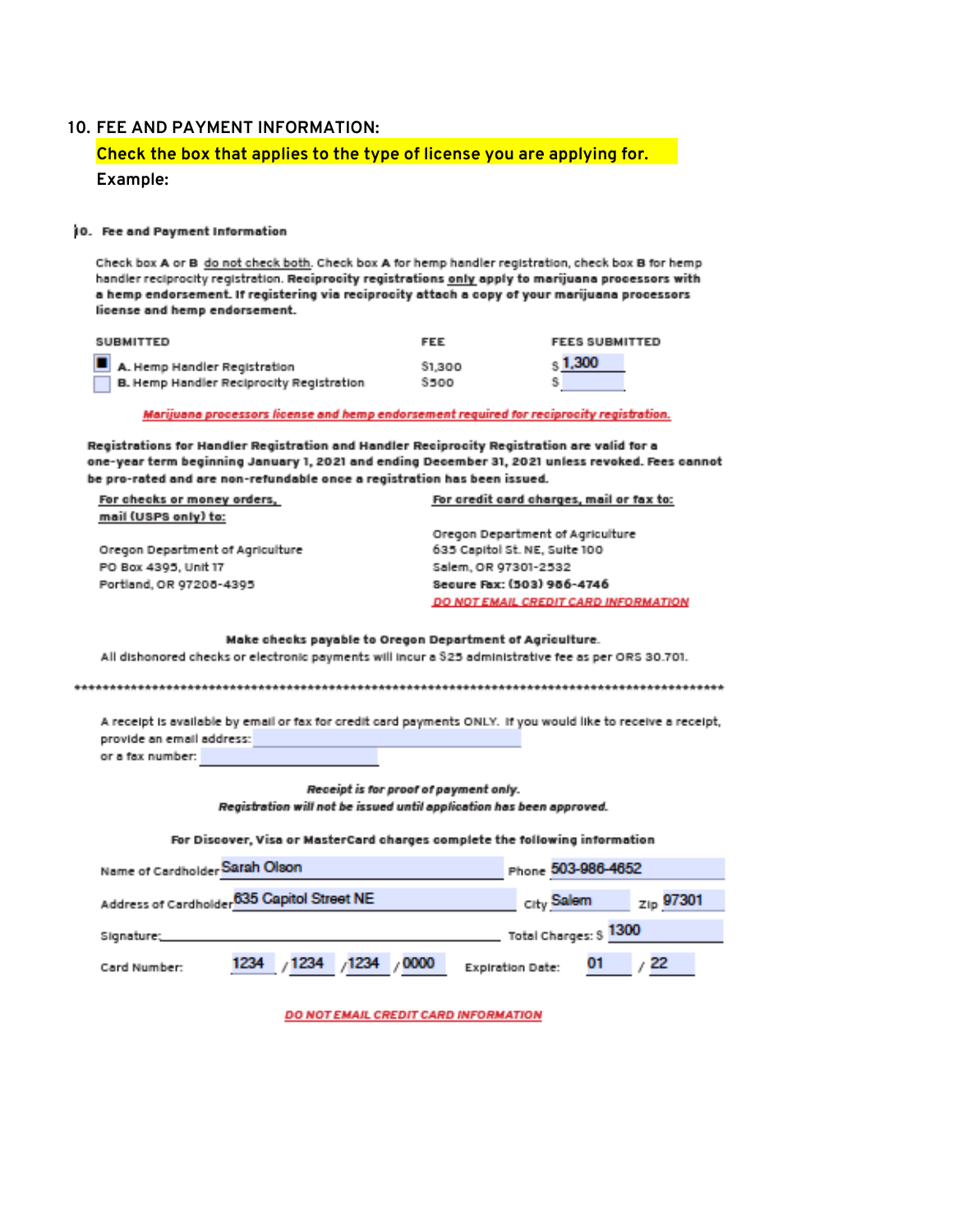## 10. FEE AND PAYMENT INFORMATION:

**Check the box that applies to the type of license you are applying for.**

**Example:**

**10. Fee and Payment Information**

Check box **A** or **B** do not check both. Check box **A** for hemp handler registration, check box **B** for hemp handler reciprocity registration. **Reciprocity registrations only apply to marijuana processors with a hemp endorsement. If registering via reciprocity attach a copy of your marijuana processors license and hemp endorsement.**

| SUBMITTED | FEE | FEES SUBMITTED |
|---|---|---|
| ☒ **A.** Hemp Handler Registration | $1,300 | $ 1,300 |
| ☐ **B.** Hemp Handler Reciprocity Registration | $500 | $ |

***Marijuana processors license and hemp endorsement required for reciprocity registration.***

**Registrations for Handler Registration and Handler Reciprocity Registration are valid for a one-year term beginning January 1, 2021 and ending December 31, 2021 unless revoked. Fees cannot be pro-rated and are non-refundable once a registration has been issued.**

**For checks or money orders, mail (USPS only) to:**

Oregon Department of Agriculture
PO Box 4395, Unit 17
Portland, OR 97208-4395

**For credit card charges, mail or fax to:**

Oregon Department of Agriculture
635 Capitol St. NE, Suite 100
Salem, OR 97301-2532
**Secure Fax: (503) 986-4746**
***DO NOT EMAIL CREDIT CARD INFORMATION***

**Make checks payable to Oregon Department of Agriculture.**

All dishonored checks or electronic payments will incur a $25 administrative fee as per ORS 30.701.

**********************************************************************************************

A receipt is available by email or fax for credit card payments ONLY. If you would like to receive a receipt, provide an email address: ______________
or a fax number: ______________

***Receipt is for proof of payment only.***
***Registration will not be issued until application has been approved.***

**For Discover, Visa or MasterCard charges complete the following information**

Name of Cardholder: Sarah Olson  Phone: 503-986-4652

Address of Cardholder: 635 Capitol Street NE  City: Salem  Zip: 97301

Signature: ______________  Total Charges: $ 1300

Card Number: 1234 / 1234 / 1234 / 0000  Expiration Date: 01 / 22

***DO NOT EMAIL CREDIT CARD INFORMATION***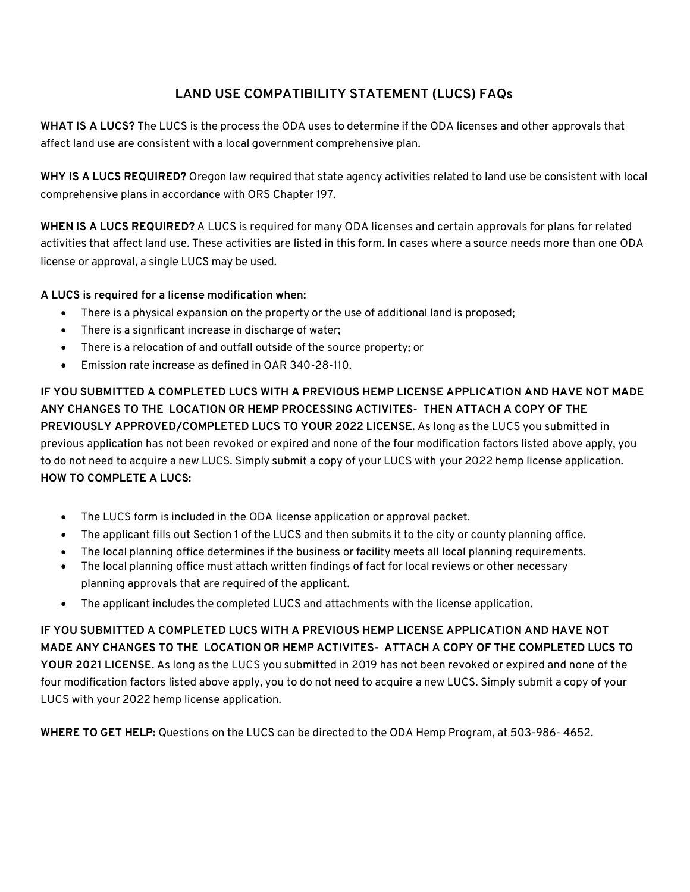## LAND USE COMPATIBILITY STATEMENT (LUCS) FAQs

**WHAT IS A LUCS?** The LUCS is the process the ODA uses to determine if the ODA licenses and other approvals that affect land use are consistent with a local government comprehensive plan.

**WHY IS A LUCS REQUIRED?** Oregon law required that state agency activities related to land use be consistent with local comprehensive plans in accordance with ORS Chapter 197.

**WHEN IS A LUCS REQUIRED?** A LUCS is required for many ODA licenses and certain approvals for plans for related activities that affect land use. These activities are listed in this form. In cases where a source needs more than one ODA license or approval, a single LUCS may be used.

**A LUCS is required for a license modification when:**

- There is a physical expansion on the property or the use of additional land is proposed;
- There is a significant increase in discharge of water;
- There is a relocation of and outfall outside of the source property; or
- Emission rate increase as defined in OAR 340-28-110.

**IF YOU SUBMITTED A COMPLETED LUCS WITH A PREVIOUS HEMP LICENSE APPLICATION AND HAVE NOT MADE ANY CHANGES TO THE LOCATION OR HEMP PROCESSING ACTIVITES- THEN ATTACH A COPY OF THE PREVIOUSLY APPROVED/COMPLETED LUCS TO YOUR 2022 LICENSE.** As long as the LUCS you submitted in previous application has not been revoked or expired and none of the four modification factors listed above apply, you to do not need to acquire a new LUCS. Simply submit a copy of your LUCS with your 2022 hemp license application.

**HOW TO COMPLETE A LUCS**:

- The LUCS form is included in the ODA license application or approval packet.
- The applicant fills out Section 1 of the LUCS and then submits it to the city or county planning office.
- The local planning office determines if the business or facility meets all local planning requirements.
- The local planning office must attach written findings of fact for local reviews or other necessary planning approvals that are required of the applicant.
- The applicant includes the completed LUCS and attachments with the license application.

**IF YOU SUBMITTED A COMPLETED LUCS WITH A PREVIOUS HEMP LICENSE APPLICATION AND HAVE NOT MADE ANY CHANGES TO THE LOCATION OR HEMP ACTIVITES- ATTACH A COPY OF THE COMPLETED LUCS TO YOUR 2021 LICENSE.** As long as the LUCS you submitted in 2019 has not been revoked or expired and none of the four modification factors listed above apply, you to do not need to acquire a new LUCS. Simply submit a copy of your LUCS with your 2022 hemp license application.

**WHERE TO GET HELP:** Questions on the LUCS can be directed to the ODA Hemp Program, at 503-986- 4652.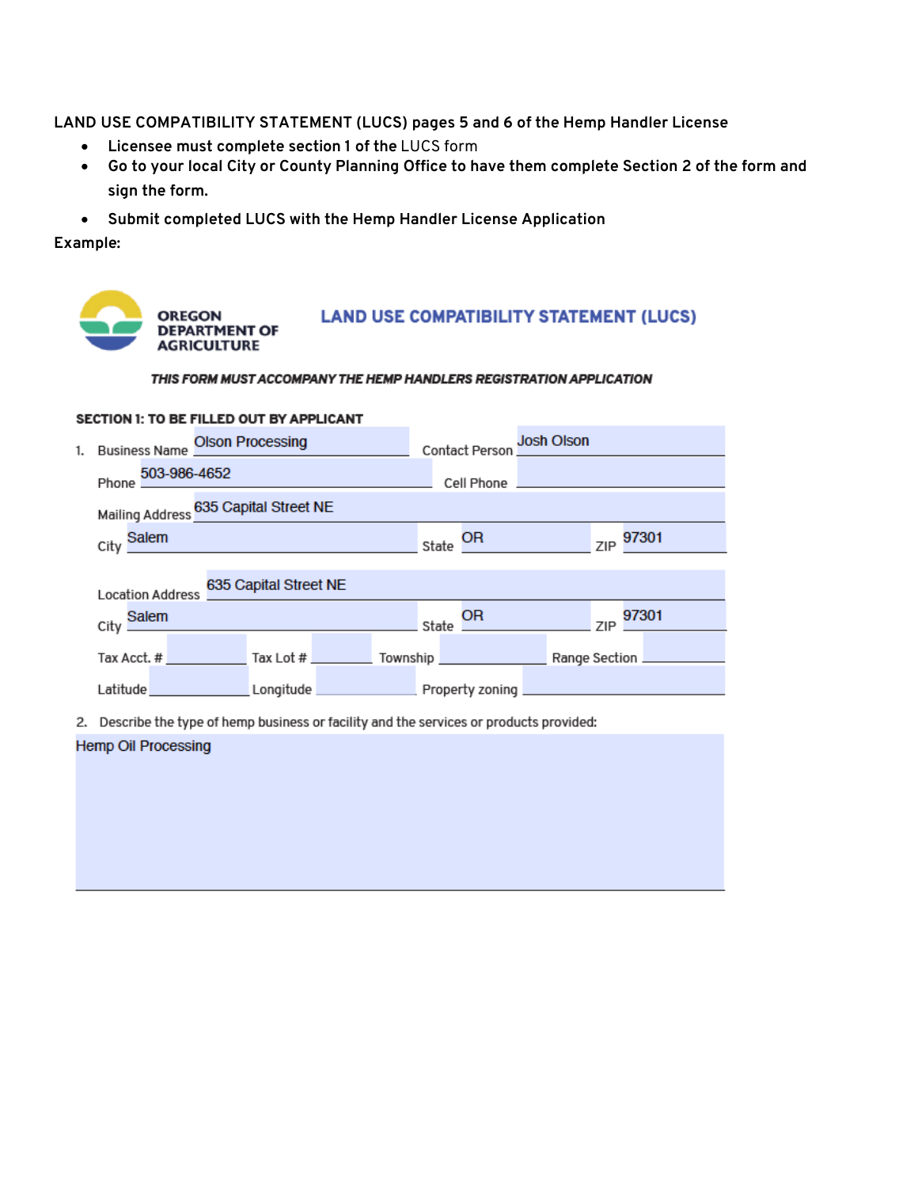**LAND USE COMPATIBILITY STATEMENT (LUCS) pages 5 and 6 of the Hemp Handler License**

- **Licensee must complete section 1 of the** LUCS form
- **Go to your local City or County Planning Office to have them complete Section 2 of the form and sign the form.**
- **Submit completed LUCS with the Hemp Handler License Application**

**Example:**

OREGON DEPARTMENT OF AGRICULTURE

## LAND USE COMPATIBILITY STATEMENT (LUCS)

***THIS FORM MUST ACCOMPANY THE HEMP HANDLERS REGISTRATION APPLICATION***

**SECTION 1: TO BE FILLED OUT BY APPLICANT**

1. Business Name: Olson Processing  Contact Person: Josh Olson
   Phone: 503-986-4652  Cell Phone: 
   Mailing Address: 635 Capital Street NE
   City: Salem  State: OR  ZIP: 97301

   Location Address: 635 Capital Street NE
   City: Salem  State: OR  ZIP: 97301
   Tax Acct. #: ____  Tax Lot #: ____  Township: ____  Range Section: ____
   Latitude: ____  Longitude: ____  Property zoning: ____

2. Describe the type of hemp business or facility and the services or products provided:

   Hemp Oil Processing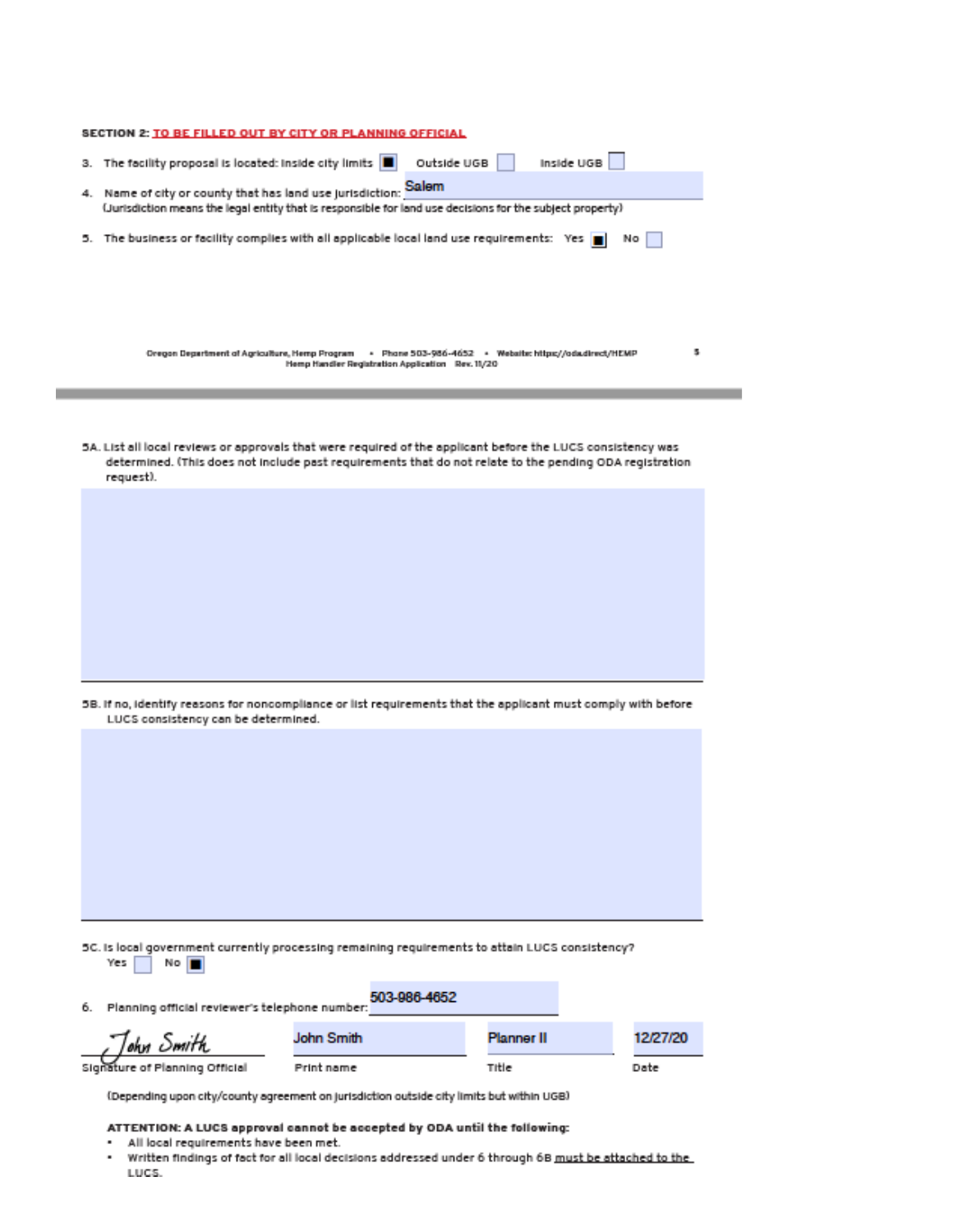**SECTION 2:** **TO BE FILLED OUT BY CITY OR PLANNING OFFICIAL**

3. The facility proposal is located: Inside city limits ■ Outside UGB ☐ Inside UGB ☐

4. Name of city or county that has land use jurisdiction: Salem
   (Jurisdiction means the legal entity that is responsible for land use decisions for the subject property)

5. The business or facility complies with all applicable local land use requirements: Yes ■ No ☐

5A. List all local reviews or approvals that were required of the applicant before the LUCS consistency was determined. (This does not include past requirements that do not relate to the pending ODA registration request).

5B. If no, identify reasons for noncompliance or list requirements that the applicant must comply with before LUCS consistency can be determined.

5C. Is local government currently processing remaining requirements to attain LUCS consistency?
   Yes ☐ No ■

6. Planning official reviewer's telephone number: 503-986-4652

| Signature of Planning Official | Print name | Title | Date |
|---|---|---|---|
| John Smith | John Smith | Planner II | 12/27/20 |

(Depending upon city/county agreement on jurisdiction outside city limits but within UGB)

**ATTENTION: A LUCS approval cannot be accepted by ODA until the following:**

- All local requirements have been met.
- Written findings of fact for all local decisions addressed under 6 through 6B must be attached to the LUCS.